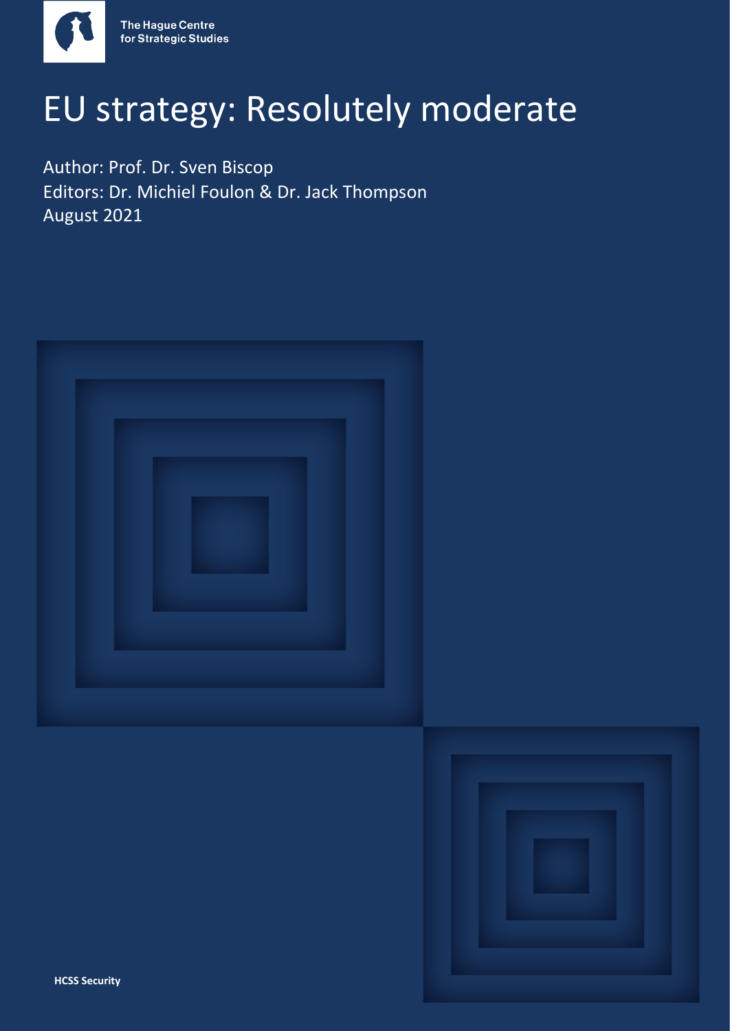The Hague Centre for Strategic Studies

# EU strategy: Resolutely moderate

Author: Prof. Dr. Sven Biscop
Editors: Dr. Michiel Foulon & Dr. Jack Thompson
August 2021

**HCSS Security**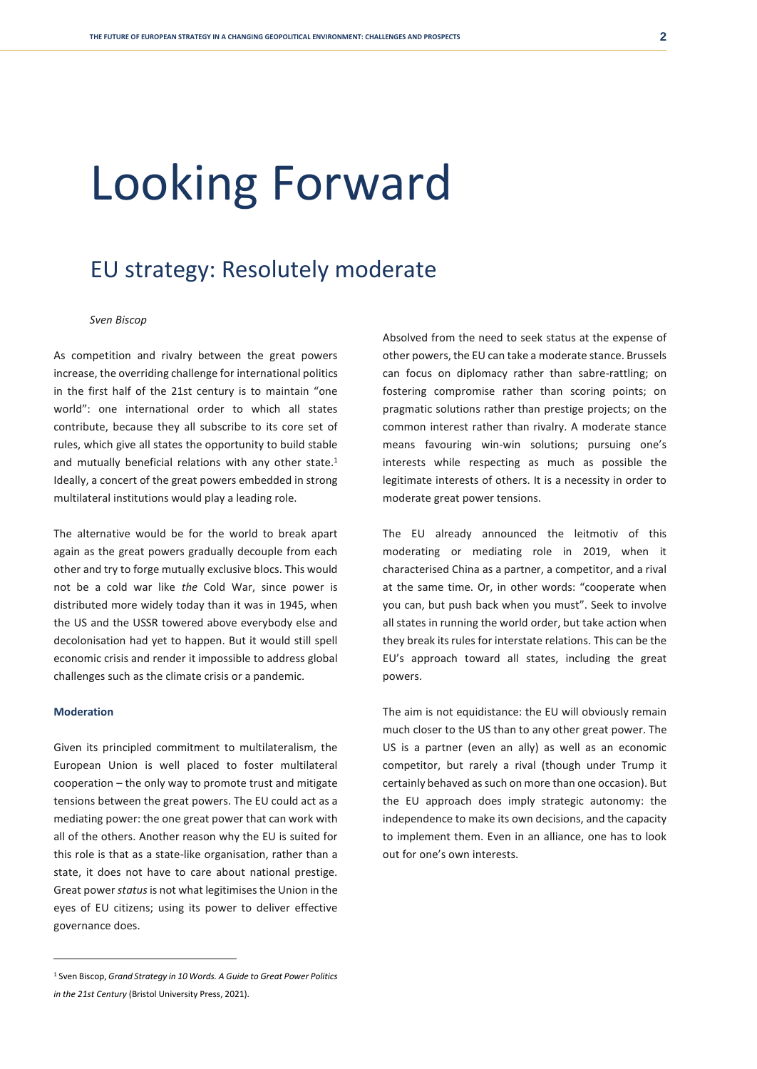# Looking Forward

## EU strategy: Resolutely moderate

*Sven Biscop*

As competition and rivalry between the great powers increase, the overriding challenge for international politics in the first half of the 21st century is to maintain "one world": one international order to which all states contribute, because they all subscribe to its core set of rules, which give all states the opportunity to build stable and mutually beneficial relations with any other state.[1] Ideally, a concert of the great powers embedded in strong multilateral institutions would play a leading role.

The alternative would be for the world to break apart again as the great powers gradually decouple from each other and try to forge mutually exclusive blocs. This would not be a cold war like *the* Cold War, since power is distributed more widely today than it was in 1945, when the US and the USSR towered above everybody else and decolonisation had yet to happen. But it would still spell economic crisis and render it impossible to address global challenges such as the climate crisis or a pandemic.

**Moderation**

Given its principled commitment to multilateralism, the European Union is well placed to foster multilateral cooperation – the only way to promote trust and mitigate tensions between the great powers. The EU could act as a mediating power: the one great power that can work with all of the others. Another reason why the EU is suited for this role is that as a state-like organisation, rather than a state, it does not have to care about national prestige. Great power *status* is not what legitimises the Union in the eyes of EU citizens; using its power to deliver effective governance does.

Absolved from the need to seek status at the expense of other powers, the EU can take a moderate stance. Brussels can focus on diplomacy rather than sabre-rattling; on fostering compromise rather than scoring points; on pragmatic solutions rather than prestige projects; on the common interest rather than rivalry. A moderate stance means favouring win-win solutions; pursuing one's interests while respecting as much as possible the legitimate interests of others. It is a necessity in order to moderate great power tensions.

The EU already announced the leitmotiv of this moderating or mediating role in 2019, when it characterised China as a partner, a competitor, and a rival at the same time. Or, in other words: "cooperate when you can, but push back when you must". Seek to involve all states in running the world order, but take action when they break its rules for interstate relations. This can be the EU's approach toward all states, including the great powers.

The aim is not equidistance: the EU will obviously remain much closer to the US than to any other great power. The US is a partner (even an ally) as well as an economic competitor, but rarely a rival (though under Trump it certainly behaved as such on more than one occasion). But the EU approach does imply strategic autonomy: the independence to make its own decisions, and the capacity to implement them. Even in an alliance, one has to look out for one's own interests.

---

[1] Sven Biscop, *Grand Strategy in 10 Words. A Guide to Great Power Politics in the 21st Century* (Bristol University Press, 2021).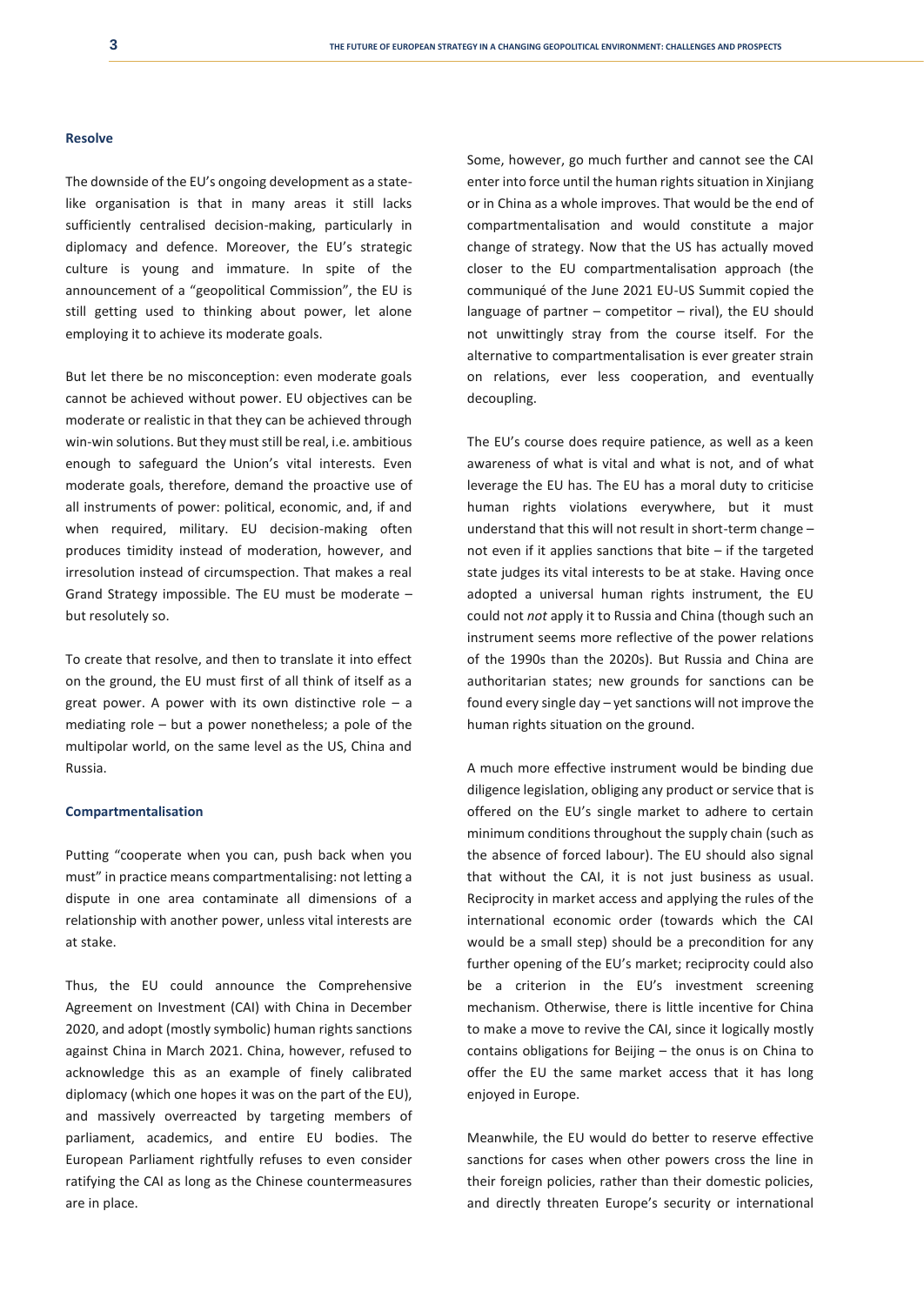### Resolve

The downside of the EU's ongoing development as a state-like organisation is that in many areas it still lacks sufficiently centralised decision-making, particularly in diplomacy and defence. Moreover, the EU's strategic culture is young and immature. In spite of the announcement of a "geopolitical Commission", the EU is still getting used to thinking about power, let alone employing it to achieve its moderate goals.

But let there be no misconception: even moderate goals cannot be achieved without power. EU objectives can be moderate or realistic in that they can be achieved through win-win solutions. But they must still be real, i.e. ambitious enough to safeguard the Union's vital interests. Even moderate goals, therefore, demand the proactive use of all instruments of power: political, economic, and, if and when required, military. EU decision-making often produces timidity instead of moderation, however, and irresolution instead of circumspection. That makes a real Grand Strategy impossible. The EU must be moderate – but resolutely so.

To create that resolve, and then to translate it into effect on the ground, the EU must first of all think of itself as a great power. A power with its own distinctive role – a mediating role – but a power nonetheless; a pole of the multipolar world, on the same level as the US, China and Russia.

### Compartmentalisation

Putting "cooperate when you can, push back when you must" in practice means compartmentalising: not letting a dispute in one area contaminate all dimensions of a relationship with another power, unless vital interests are at stake.

Thus, the EU could announce the Comprehensive Agreement on Investment (CAI) with China in December 2020, and adopt (mostly symbolic) human rights sanctions against China in March 2021. China, however, refused to acknowledge this as an example of finely calibrated diplomacy (which one hopes it was on the part of the EU), and massively overreacted by targeting members of parliament, academics, and entire EU bodies. The European Parliament rightfully refuses to even consider ratifying the CAI as long as the Chinese countermeasures are in place.

Some, however, go much further and cannot see the CAI enter into force until the human rights situation in Xinjiang or in China as a whole improves. That would be the end of compartmentalisation and would constitute a major change of strategy. Now that the US has actually moved closer to the EU compartmentalisation approach (the communiqué of the June 2021 EU-US Summit copied the language of partner – competitor – rival), the EU should not unwittingly stray from the course itself. For the alternative to compartmentalisation is ever greater strain on relations, ever less cooperation, and eventually decoupling.

The EU's course does require patience, as well as a keen awareness of what is vital and what is not, and of what leverage the EU has. The EU has a moral duty to criticise human rights violations everywhere, but it must understand that this will not result in short-term change – not even if it applies sanctions that bite – if the targeted state judges its vital interests to be at stake. Having once adopted a universal human rights instrument, the EU could not *not* apply it to Russia and China (though such an instrument seems more reflective of the power relations of the 1990s than the 2020s). But Russia and China are authoritarian states; new grounds for sanctions can be found every single day – yet sanctions will not improve the human rights situation on the ground.

A much more effective instrument would be binding due diligence legislation, obliging any product or service that is offered on the EU's single market to adhere to certain minimum conditions throughout the supply chain (such as the absence of forced labour). The EU should also signal that without the CAI, it is not just business as usual. Reciprocity in market access and applying the rules of the international economic order (towards which the CAI would be a small step) should be a precondition for any further opening of the EU's market; reciprocity could also be a criterion in the EU's investment screening mechanism. Otherwise, there is little incentive for China to make a move to revive the CAI, since it logically mostly contains obligations for Beijing – the onus is on China to offer the EU the same market access that it has long enjoyed in Europe.

Meanwhile, the EU would do better to reserve effective sanctions for cases when other powers cross the line in their foreign policies, rather than their domestic policies, and directly threaten Europe's security or international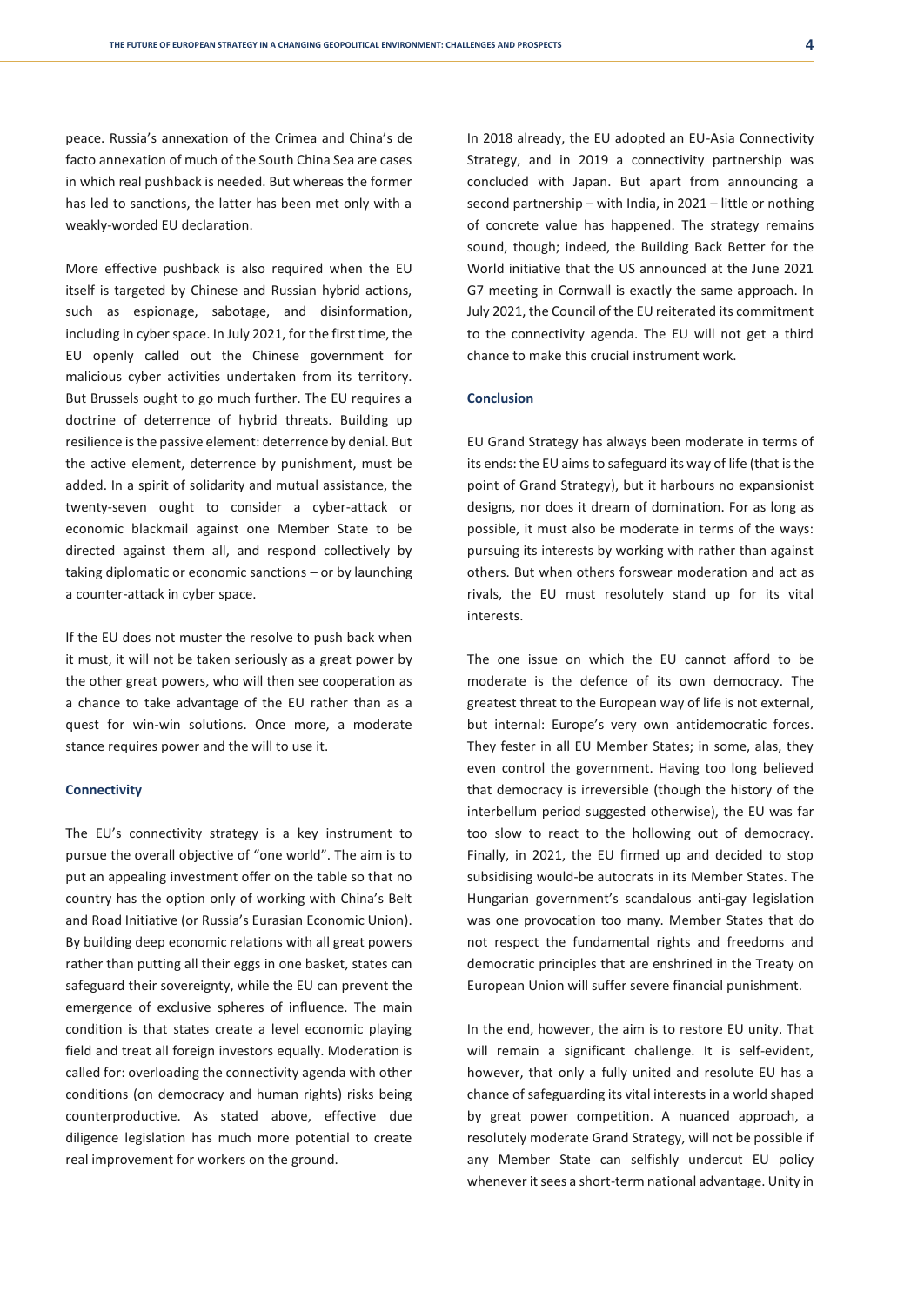peace. Russia's annexation of the Crimea and China's de facto annexation of much of the South China Sea are cases in which real pushback is needed. But whereas the former has led to sanctions, the latter has been met only with a weakly-worded EU declaration.

More effective pushback is also required when the EU itself is targeted by Chinese and Russian hybrid actions, such as espionage, sabotage, and disinformation, including in cyber space. In July 2021, for the first time, the EU openly called out the Chinese government for malicious cyber activities undertaken from its territory. But Brussels ought to go much further. The EU requires a doctrine of deterrence of hybrid threats. Building up resilience is the passive element: deterrence by denial. But the active element, deterrence by punishment, must be added. In a spirit of solidarity and mutual assistance, the twenty-seven ought to consider a cyber-attack or economic blackmail against one Member State to be directed against them all, and respond collectively by taking diplomatic or economic sanctions – or by launching a counter-attack in cyber space.

If the EU does not muster the resolve to push back when it must, it will not be taken seriously as a great power by the other great powers, who will then see cooperation as a chance to take advantage of the EU rather than as a quest for win-win solutions. Once more, a moderate stance requires power and the will to use it.

## Connectivity

The EU's connectivity strategy is a key instrument to pursue the overall objective of "one world". The aim is to put an appealing investment offer on the table so that no country has the option only of working with China's Belt and Road Initiative (or Russia's Eurasian Economic Union). By building deep economic relations with all great powers rather than putting all their eggs in one basket, states can safeguard their sovereignty, while the EU can prevent the emergence of exclusive spheres of influence. The main condition is that states create a level economic playing field and treat all foreign investors equally. Moderation is called for: overloading the connectivity agenda with other conditions (on democracy and human rights) risks being counterproductive. As stated above, effective due diligence legislation has much more potential to create real improvement for workers on the ground.

In 2018 already, the EU adopted an EU-Asia Connectivity Strategy, and in 2019 a connectivity partnership was concluded with Japan. But apart from announcing a second partnership – with India, in 2021 – little or nothing of concrete value has happened. The strategy remains sound, though; indeed, the Building Back Better for the World initiative that the US announced at the June 2021 G7 meeting in Cornwall is exactly the same approach. In July 2021, the Council of the EU reiterated its commitment to the connectivity agenda. The EU will not get a third chance to make this crucial instrument work.

## Conclusion

EU Grand Strategy has always been moderate in terms of its ends: the EU aims to safeguard its way of life (that is the point of Grand Strategy), but it harbours no expansionist designs, nor does it dream of domination. For as long as possible, it must also be moderate in terms of the ways: pursuing its interests by working with rather than against others. But when others forswear moderation and act as rivals, the EU must resolutely stand up for its vital interests.

The one issue on which the EU cannot afford to be moderate is the defence of its own democracy. The greatest threat to the European way of life is not external, but internal: Europe's very own antidemocratic forces. They fester in all EU Member States; in some, alas, they even control the government. Having too long believed that democracy is irreversible (though the history of the interbellum period suggested otherwise), the EU was far too slow to react to the hollowing out of democracy. Finally, in 2021, the EU firmed up and decided to stop subsidising would-be autocrats in its Member States. The Hungarian government's scandalous anti-gay legislation was one provocation too many. Member States that do not respect the fundamental rights and freedoms and democratic principles that are enshrined in the Treaty on European Union will suffer severe financial punishment.

In the end, however, the aim is to restore EU unity. That will remain a significant challenge. It is self-evident, however, that only a fully united and resolute EU has a chance of safeguarding its vital interests in a world shaped by great power competition. A nuanced approach, a resolutely moderate Grand Strategy, will not be possible if any Member State can selfishly undercut EU policy whenever it sees a short-term national advantage. Unity in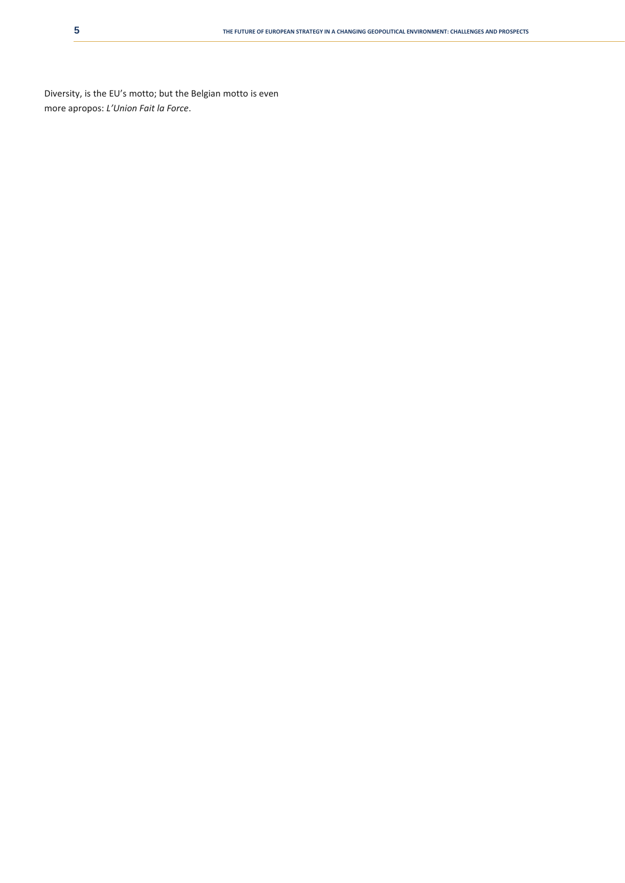Diversity, is the EU's motto; but the Belgian motto is even more apropos: *L'Union Fait la Force*.